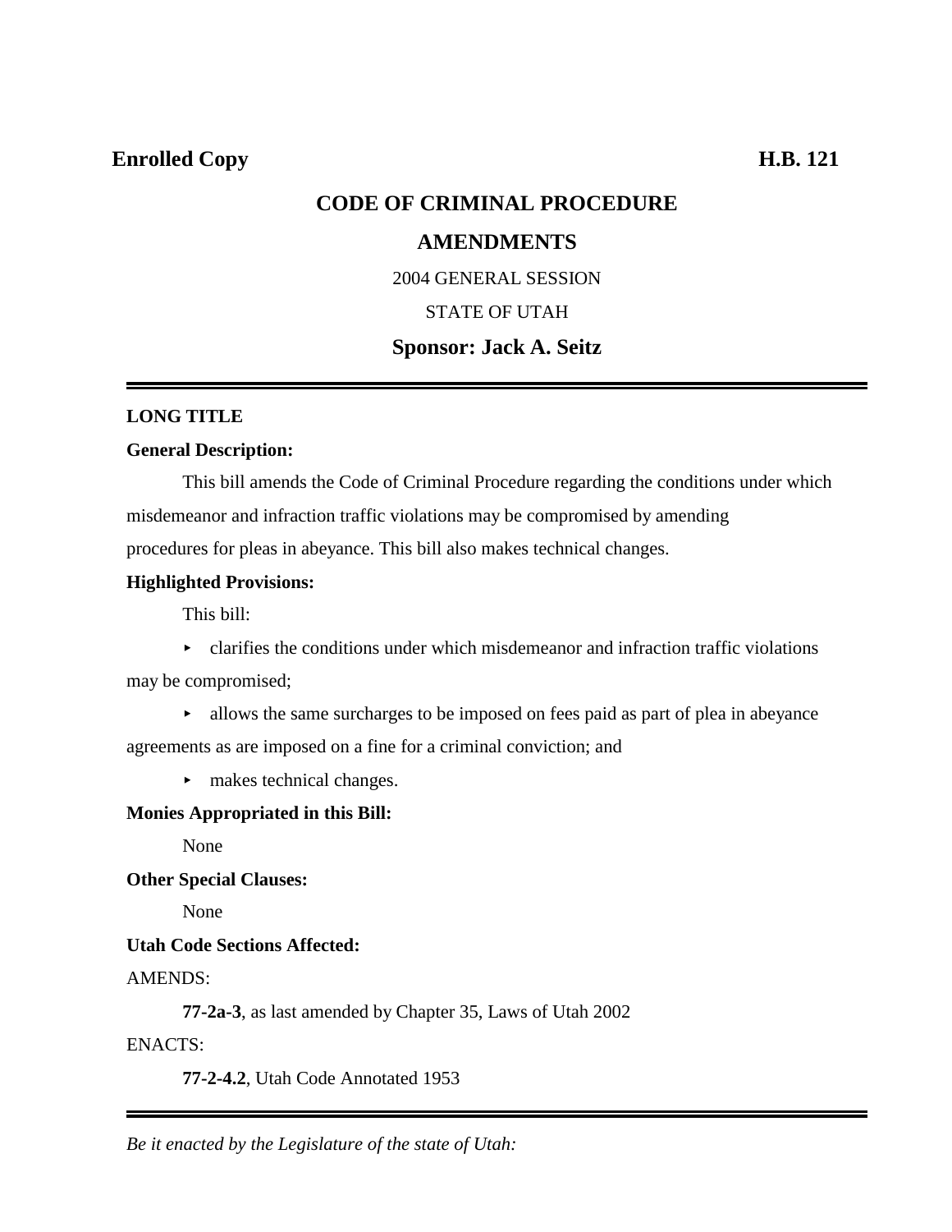**Enrolled Copy** **H.B. 121**

# CODE OF CRIMINAL PROCEDURE AMENDMENTS

2004 GENERAL SESSION

STATE OF UTAH

**Sponsor: Jack A. Seitz**

---

**LONG TITLE**

**General Description:**

This bill amends the Code of Criminal Procedure regarding the conditions under which misdemeanor and infraction traffic violations may be compromised by amending procedures for pleas in abeyance. This bill also makes technical changes.

**Highlighted Provisions:**

This bill:

- clarifies the conditions under which misdemeanor and infraction traffic violations may be compromised;
- allows the same surcharges to be imposed on fees paid as part of plea in abeyance agreements as are imposed on a fine for a criminal conviction; and
- makes technical changes.

**Monies Appropriated in this Bill:**

None

**Other Special Clauses:**

None

**Utah Code Sections Affected:**

AMENDS:

**77-2a-3**, as last amended by Chapter 35, Laws of Utah 2002

ENACTS:

**77-2-4.2**, Utah Code Annotated 1953

---

*Be it enacted by the Legislature of the state of Utah:*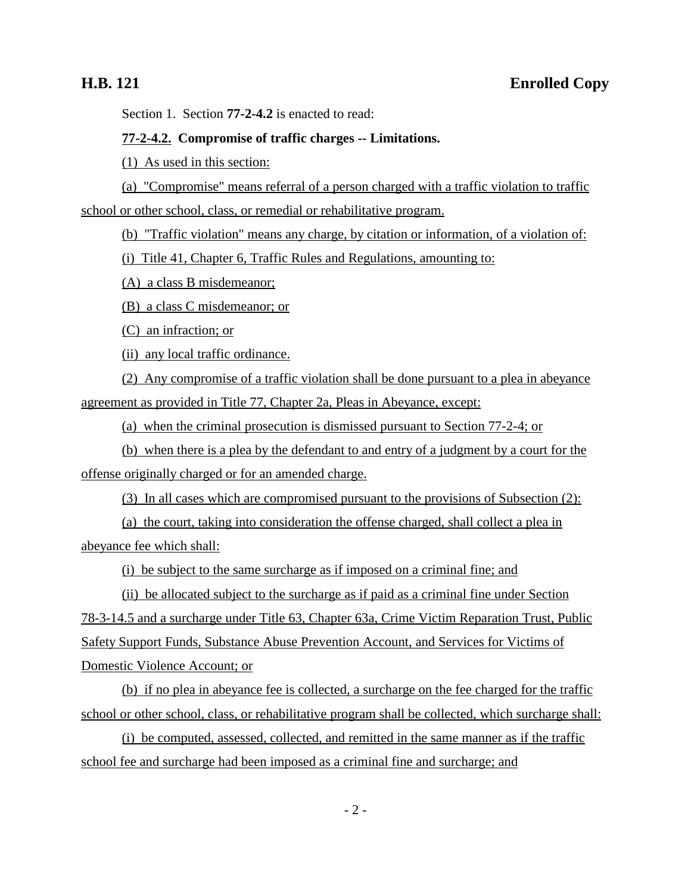Section 1. Section **77-2-4.2** is enacted to read:

**77-2-4.2. Compromise of traffic charges -- Limitations.**

(1) As used in this section:

(a) "Compromise" means referral of a person charged with a traffic violation to traffic school or other school, class, or remedial or rehabilitative program.

(b) "Traffic violation" means any charge, by citation or information, of a violation of:

(i) Title 41, Chapter 6, Traffic Rules and Regulations, amounting to:

(A) a class B misdemeanor;

(B) a class C misdemeanor; or

(C) an infraction; or

(ii) any local traffic ordinance.

(2) Any compromise of a traffic violation shall be done pursuant to a plea in abeyance agreement as provided in Title 77, Chapter 2a, Pleas in Abeyance, except:

(a) when the criminal prosecution is dismissed pursuant to Section 77-2-4; or

(b) when there is a plea by the defendant to and entry of a judgment by a court for the offense originally charged or for an amended charge.

(3) In all cases which are compromised pursuant to the provisions of Subsection (2):

(a) the court, taking into consideration the offense charged, shall collect a plea in abeyance fee which shall:

(i) be subject to the same surcharge as if imposed on a criminal fine; and

(ii) be allocated subject to the surcharge as if paid as a criminal fine under Section 78-3-14.5 and a surcharge under Title 63, Chapter 63a, Crime Victim Reparation Trust, Public Safety Support Funds, Substance Abuse Prevention Account, and Services for Victims of Domestic Violence Account; or

(b) if no plea in abeyance fee is collected, a surcharge on the fee charged for the traffic school or other school, class, or rehabilitative program shall be collected, which surcharge shall:

(i) be computed, assessed, collected, and remitted in the same manner as if the traffic school fee and surcharge had been imposed as a criminal fine and surcharge; and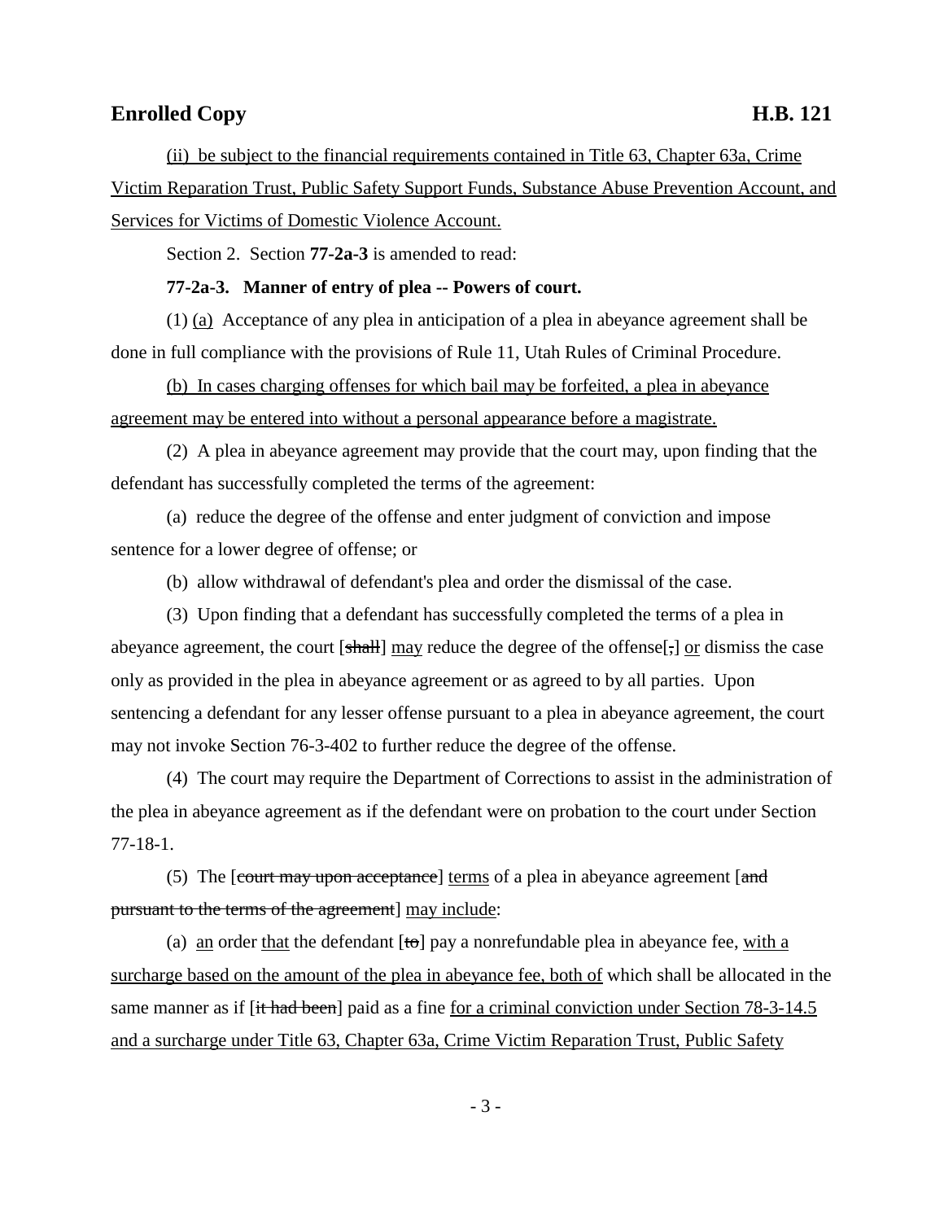(ii) be subject to the financial requirements contained in Title 63, Chapter 63a, Crime Victim Reparation Trust, Public Safety Support Funds, Substance Abuse Prevention Account, and Services for Victims of Domestic Violence Account.

Section 2. Section **77-2a-3** is amended to read:

**77-2a-3. Manner of entry of plea -- Powers of court.**

(1) (a) Acceptance of any plea in anticipation of a plea in abeyance agreement shall be done in full compliance with the provisions of Rule 11, Utah Rules of Criminal Procedure.

(b) In cases charging offenses for which bail may be forfeited, a plea in abeyance agreement may be entered into without a personal appearance before a magistrate.

(2) A plea in abeyance agreement may provide that the court may, upon finding that the defendant has successfully completed the terms of the agreement:

(a) reduce the degree of the offense and enter judgment of conviction and impose sentence for a lower degree of offense; or

(b) allow withdrawal of defendant's plea and order the dismissal of the case.

(3) Upon finding that a defendant has successfully completed the terms of a plea in abeyance agreement, the court [~~shall~~] may reduce the degree of the offense[~~,~~] or dismiss the case only as provided in the plea in abeyance agreement or as agreed to by all parties. Upon sentencing a defendant for any lesser offense pursuant to a plea in abeyance agreement, the court may not invoke Section 76-3-402 to further reduce the degree of the offense.

(4) The court may require the Department of Corrections to assist in the administration of the plea in abeyance agreement as if the defendant were on probation to the court under Section 77-18-1.

(5) The [~~court may upon acceptance~~] terms of a plea in abeyance agreement [~~and pursuant to the terms of the agreement~~] may include:

(a) an order that the defendant [~~to~~] pay a nonrefundable plea in abeyance fee, with a surcharge based on the amount of the plea in abeyance fee, both of which shall be allocated in the same manner as if [~~it had been~~] paid as a fine for a criminal conviction under Section 78-3-14.5 and a surcharge under Title 63, Chapter 63a, Crime Victim Reparation Trust, Public Safety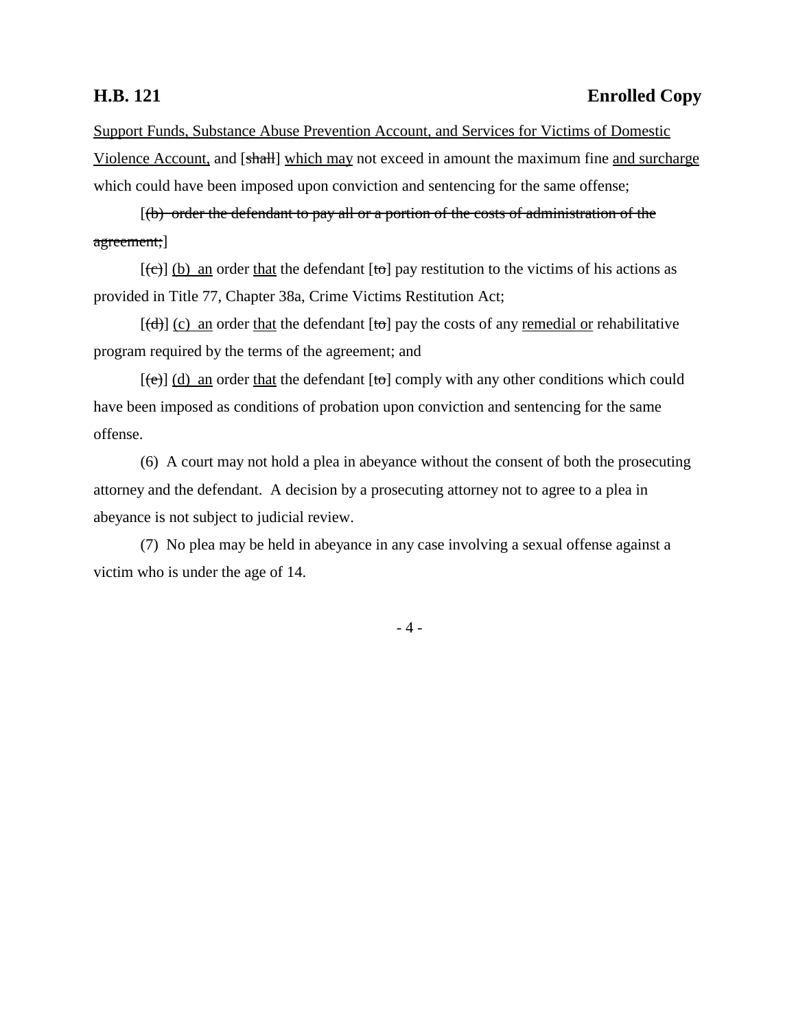Support Funds, Substance Abuse Prevention Account, and Services for Victims of Domestic Violence Account, and [shall] which may not exceed in amount the maximum fine and surcharge which could have been imposed upon conviction and sentencing for the same offense;

[(b) order the defendant to pay all or a portion of the costs of administration of the agreement;]

[(c)] (b) an order that the defendant [to] pay restitution to the victims of his actions as provided in Title 77, Chapter 38a, Crime Victims Restitution Act;

[(d)] (c) an order that the defendant [to] pay the costs of any remedial or rehabilitative program required by the terms of the agreement; and

[(e)] (d) an order that the defendant [to] comply with any other conditions which could have been imposed as conditions of probation upon conviction and sentencing for the same offense.

(6) A court may not hold a plea in abeyance without the consent of both the prosecuting attorney and the defendant. A decision by a prosecuting attorney not to agree to a plea in abeyance is not subject to judicial review.

(7) No plea may be held in abeyance in any case involving a sexual offense against a victim who is under the age of 14.